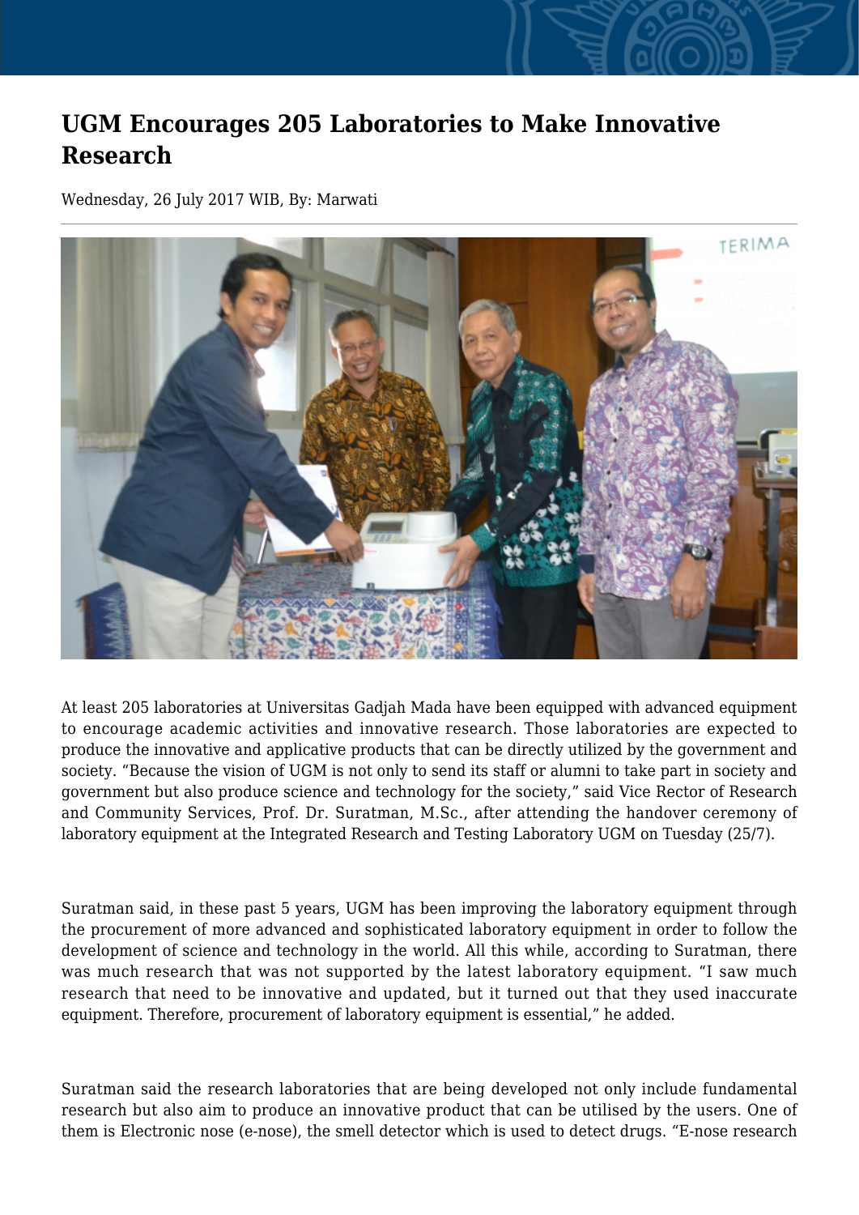# UGM Encourages 205 Laboratories to Make Innovative Research

Wednesday, 26 July 2017 WIB, By: Marwati

At least 205 laboratories at Universitas Gadjah Mada have been equipped with advanced equipment to encourage academic activities and innovative research. Those laboratories are expected to produce the innovative and applicative products that can be directly utilized by the government and society. “Because the vision of UGM is not only to send its staff or alumni to take part in society and government but also produce science and technology for the society,” said Vice Rector of Research and Community Services, Prof. Dr. Suratman, M.Sc., after attending the handover ceremony of laboratory equipment at the Integrated Research and Testing Laboratory UGM on Tuesday (25/7).

Suratman said, in these past 5 years, UGM has been improving the laboratory equipment through the procurement of more advanced and sophisticated laboratory equipment in order to follow the development of science and technology in the world. All this while, according to Suratman, there was much research that was not supported by the latest laboratory equipment. “I saw much research that need to be innovative and updated, but it turned out that they used inaccurate equipment. Therefore, procurement of laboratory equipment is essential,” he added.

Suratman said the research laboratories that are being developed not only include fundamental research but also aim to produce an innovative product that can be utilised by the users. One of them is Electronic nose (e-nose), the smell detector which is used to detect drugs. “E-nose research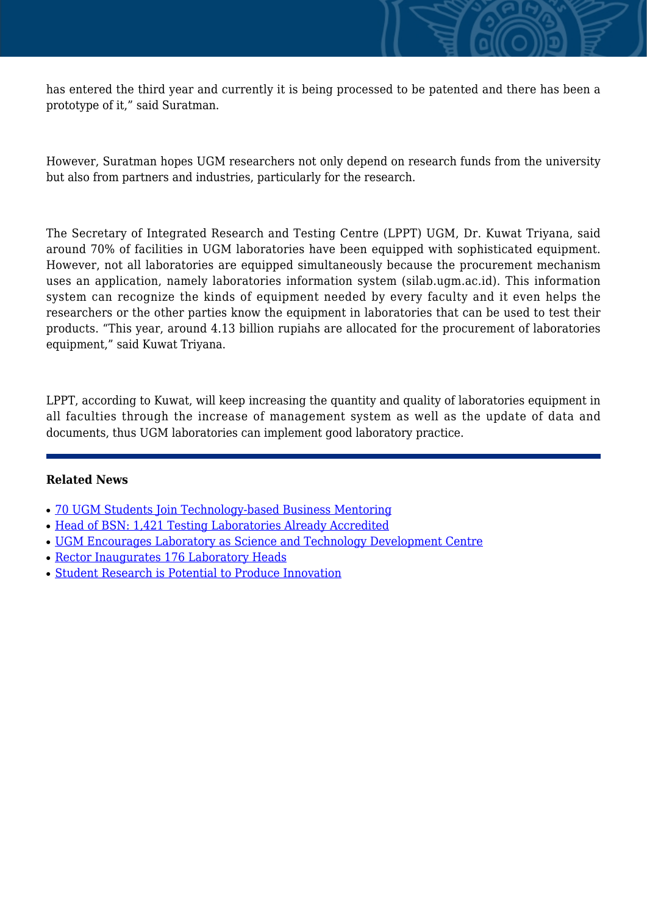has entered the third year and currently it is being processed to be patented and there has been a prototype of it," said Suratman.

However, Suratman hopes UGM researchers not only depend on research funds from the university but also from partners and industries, particularly for the research.

The Secretary of Integrated Research and Testing Centre (LPPT) UGM, Dr. Kuwat Triyana, said around 70% of facilities in UGM laboratories have been equipped with sophisticated equipment. However, not all laboratories are equipped simultaneously because the procurement mechanism uses an application, namely laboratories information system (silab.ugm.ac.id). This information system can recognize the kinds of equipment needed by every faculty and it even helps the researchers or the other parties know the equipment in laboratories that can be used to test their products. "This year, around 4.13 billion rupiahs are allocated for the procurement of laboratories equipment," said Kuwat Triyana.

LPPT, according to Kuwat, will keep increasing the quantity and quality of laboratories equipment in all faculties through the increase of management system as well as the update of data and documents, thus UGM laboratories can implement good laboratory practice.

---

**Related News**

- 70 UGM Students Join Technology-based Business Mentoring
- Head of BSN: 1,421 Testing Laboratories Already Accredited
- UGM Encourages Laboratory as Science and Technology Development Centre
- Rector Inaugurates 176 Laboratory Heads
- Student Research is Potential to Produce Innovation